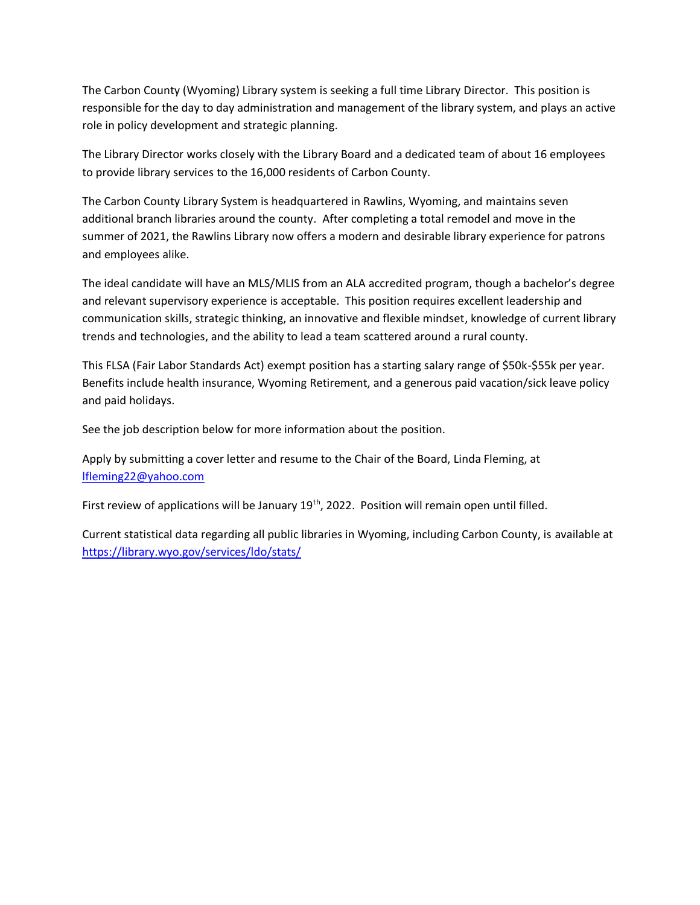The Carbon County (Wyoming) Library system is seeking a full time Library Director. This position is responsible for the day to day administration and management of the library system, and plays an active role in policy development and strategic planning.

The Library Director works closely with the Library Board and a dedicated team of about 16 employees to provide library services to the 16,000 residents of Carbon County.

The Carbon County Library System is headquartered in Rawlins, Wyoming, and maintains seven additional branch libraries around the county. After completing a total remodel and move in the summer of 2021, the Rawlins Library now offers a modern and desirable library experience for patrons and employees alike.

The ideal candidate will have an MLS/MLIS from an ALA accredited program, though a bachelor's degree and relevant supervisory experience is acceptable. This position requires excellent leadership and communication skills, strategic thinking, an innovative and flexible mindset, knowledge of current library trends and technologies, and the ability to lead a team scattered around a rural county.

This FLSA (Fair Labor Standards Act) exempt position has a starting salary range of $50k-$55k per year. Benefits include health insurance, Wyoming Retirement, and a generous paid vacation/sick leave policy and paid holidays.

See the job description below for more information about the position.

Apply by submitting a cover letter and resume to the Chair of the Board, Linda Fleming, at [lfleming22@yahoo.com](mailto:lfleming22@yahoo.com)

First review of applications will be January 19th, 2022. Position will remain open until filled.

Current statistical data regarding all public libraries in Wyoming, including Carbon County, is available at [https://library.wyo.gov/services/ldo/stats/](https://library.wyo.gov/services/ldo/stats/)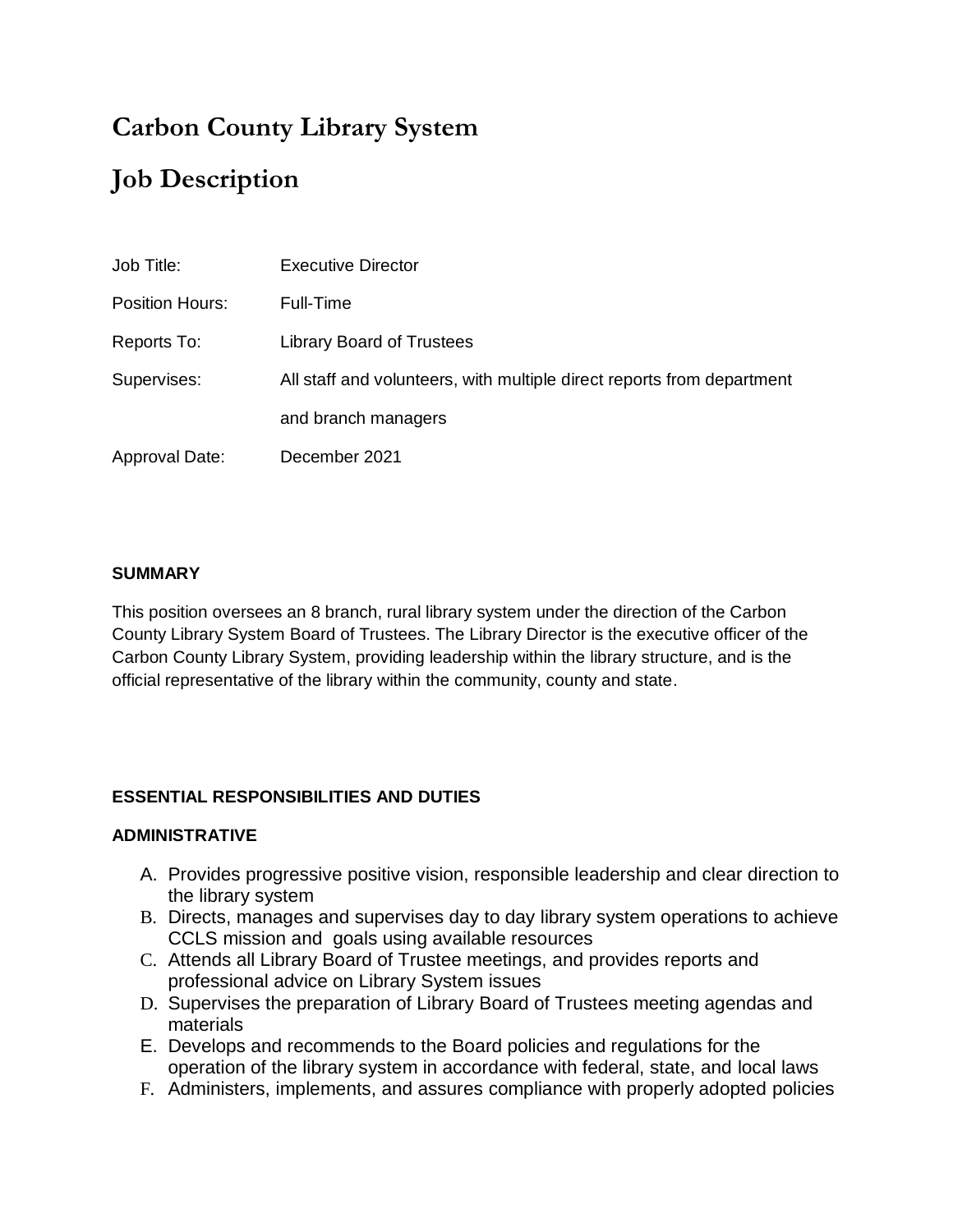# Carbon County Library System

# Job Description

| | |
|---|---|
| Job Title: | Executive Director |
| Position Hours: | Full-Time |
| Reports To: | Library Board of Trustees |
| Supervises: | All staff and volunteers, with multiple direct reports from department and branch managers |
| Approval Date: | December 2021 |

**SUMMARY**

This position oversees an 8 branch, rural library system under the direction of the Carbon County Library System Board of Trustees. The Library Director is the executive officer of the Carbon County Library System, providing leadership within the library structure, and is the official representative of the library within the community, county and state.

**ESSENTIAL RESPONSIBILITIES AND DUTIES**

**ADMINISTRATIVE**

A. Provides progressive positive vision, responsible leadership and clear direction to the library system
B. Directs, manages and supervises day to day library system operations to achieve CCLS mission and goals using available resources
C. Attends all Library Board of Trustee meetings, and provides reports and professional advice on Library System issues
D. Supervises the preparation of Library Board of Trustees meeting agendas and materials
E. Develops and recommends to the Board policies and regulations for the operation of the library system in accordance with federal, state, and local laws
F. Administers, implements, and assures compliance with properly adopted policies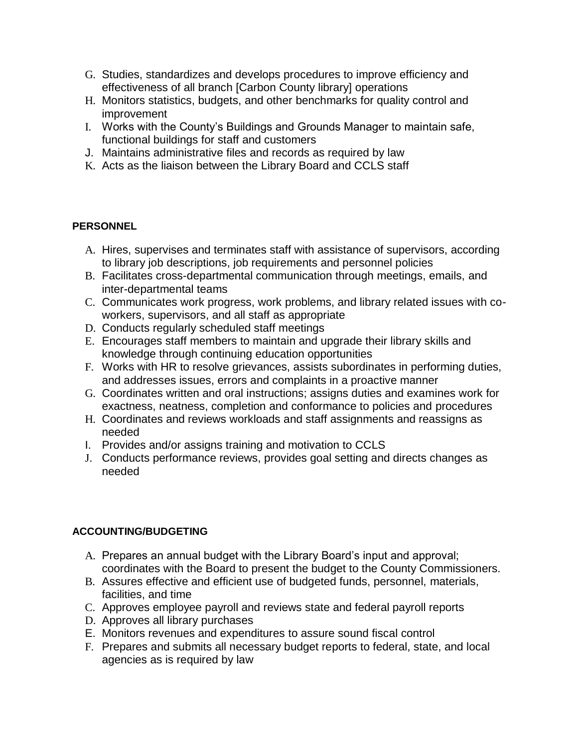G. Studies, standardizes and develops procedures to improve efficiency and effectiveness of all branch [Carbon County library] operations
H. Monitors statistics, budgets, and other benchmarks for quality control and improvement
I. Works with the County's Buildings and Grounds Manager to maintain safe, functional buildings for staff and customers
J. Maintains administrative files and records as required by law
K. Acts as the liaison between the Library Board and CCLS staff

**PERSONNEL**

A. Hires, supervises and terminates staff with assistance of supervisors, according to library job descriptions, job requirements and personnel policies
B. Facilitates cross-departmental communication through meetings, emails, and inter-departmental teams
C. Communicates work progress, work problems, and library related issues with co-workers, supervisors, and all staff as appropriate
D. Conducts regularly scheduled staff meetings
E. Encourages staff members to maintain and upgrade their library skills and knowledge through continuing education opportunities
F. Works with HR to resolve grievances, assists subordinates in performing duties, and addresses issues, errors and complaints in a proactive manner
G. Coordinates written and oral instructions; assigns duties and examines work for exactness, neatness, completion and conformance to policies and procedures
H. Coordinates and reviews workloads and staff assignments and reassigns as needed
I. Provides and/or assigns training and motivation to CCLS
J. Conducts performance reviews, provides goal setting and directs changes as needed

**ACCOUNTING/BUDGETING**

A. Prepares an annual budget with the Library Board's input and approval; coordinates with the Board to present the budget to the County Commissioners.
B. Assures effective and efficient use of budgeted funds, personnel, materials, facilities, and time
C. Approves employee payroll and reviews state and federal payroll reports
D. Approves all library purchases
E. Monitors revenues and expenditures to assure sound fiscal control
F. Prepares and submits all necessary budget reports to federal, state, and local agencies as is required by law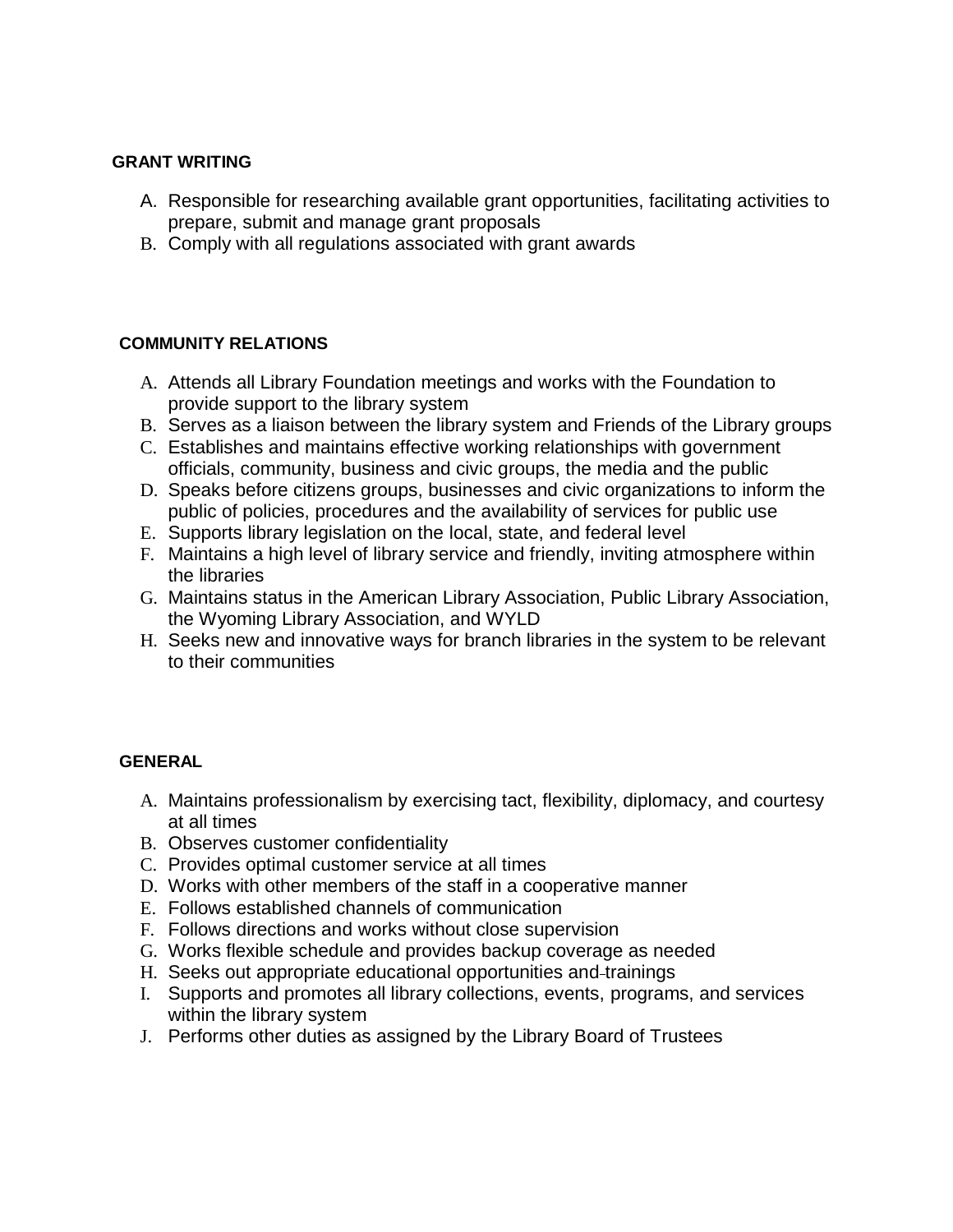**GRANT WRITING**

A. Responsible for researching available grant opportunities, facilitating activities to prepare, submit and manage grant proposals
B. Comply with all regulations associated with grant awards

**COMMUNITY RELATIONS**

A. Attends all Library Foundation meetings and works with the Foundation to provide support to the library system
B. Serves as a liaison between the library system and Friends of the Library groups
C. Establishes and maintains effective working relationships with government officials, community, business and civic groups, the media and the public
D. Speaks before citizens groups, businesses and civic organizations to inform the public of policies, procedures and the availability of services for public use
E. Supports library legislation on the local, state, and federal level
F. Maintains a high level of library service and friendly, inviting atmosphere within the libraries
G. Maintains status in the American Library Association, Public Library Association, the Wyoming Library Association, and WYLD
H. Seeks new and innovative ways for branch libraries in the system to be relevant to their communities

**GENERAL**

A. Maintains professionalism by exercising tact, flexibility, diplomacy, and courtesy at all times
B. Observes customer confidentiality
C. Provides optimal customer service at all times
D. Works with other members of the staff in a cooperative manner
E. Follows established channels of communication
F. Follows directions and works without close supervision
G. Works flexible schedule and provides backup coverage as needed
H. Seeks out appropriate educational opportunities and trainings
I. Supports and promotes all library collections, events, programs, and services within the library system
J. Performs other duties as assigned by the Library Board of Trustees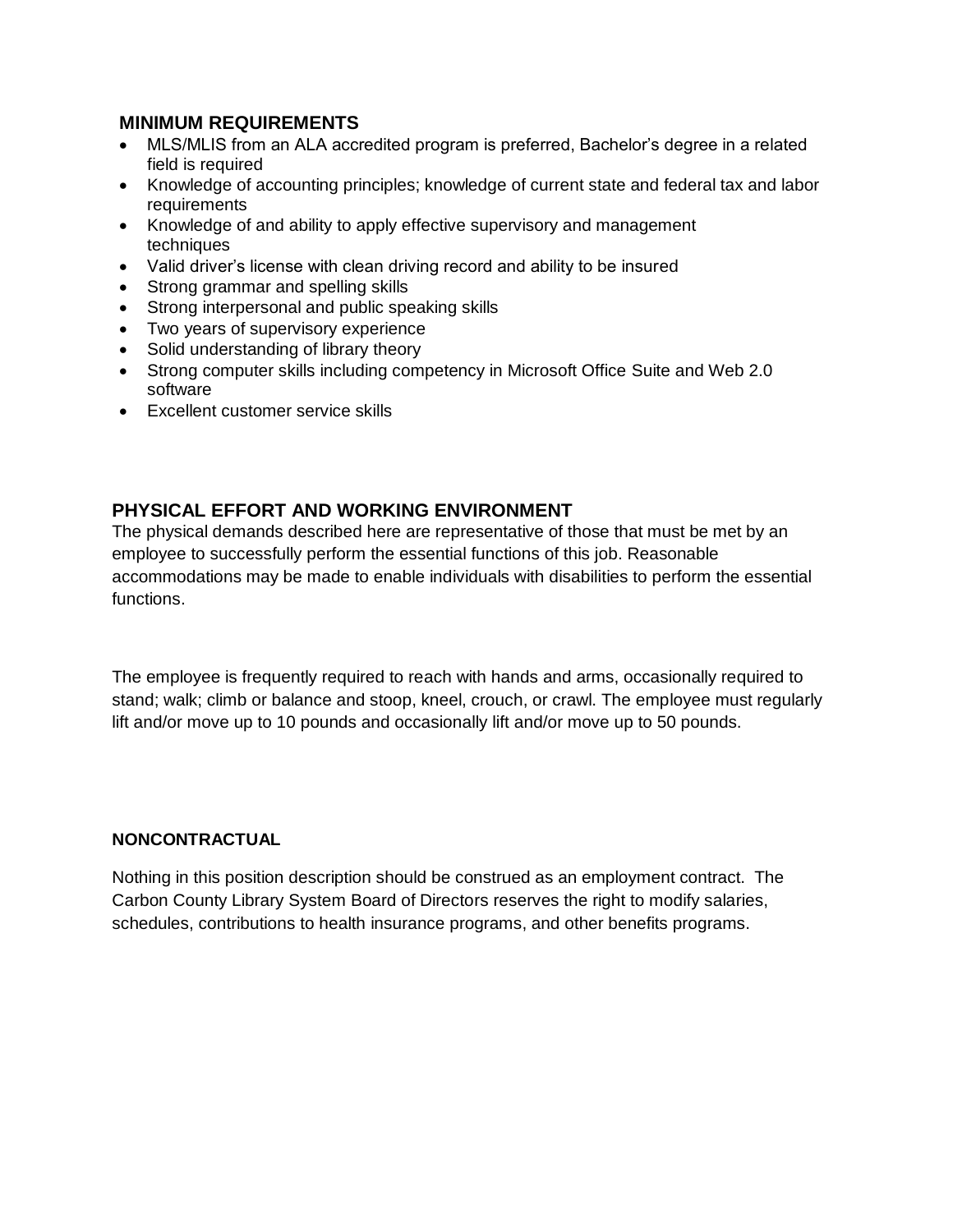## MINIMUM REQUIREMENTS

- MLS/MLIS from an ALA accredited program is preferred, Bachelor's degree in a related field is required
- Knowledge of accounting principles; knowledge of current state and federal tax and labor requirements
- Knowledge of and ability to apply effective supervisory and management techniques
- Valid driver's license with clean driving record and ability to be insured
- Strong grammar and spelling skills
- Strong interpersonal and public speaking skills
- Two years of supervisory experience
- Solid understanding of library theory
- Strong computer skills including competency in Microsoft Office Suite and Web 2.0 software
- Excellent customer service skills

## PHYSICAL EFFORT AND WORKING ENVIRONMENT

The physical demands described here are representative of those that must be met by an employee to successfully perform the essential functions of this job. Reasonable accommodations may be made to enable individuals with disabilities to perform the essential functions.

The employee is frequently required to reach with hands and arms, occasionally required to stand; walk; climb or balance and stoop, kneel, crouch, or crawl. The employee must regularly lift and/or move up to 10 pounds and occasionally lift and/or move up to 50 pounds.

**NONCONTRACTUAL**

Nothing in this position description should be construed as an employment contract. The Carbon County Library System Board of Directors reserves the right to modify salaries, schedules, contributions to health insurance programs, and other benefits programs.